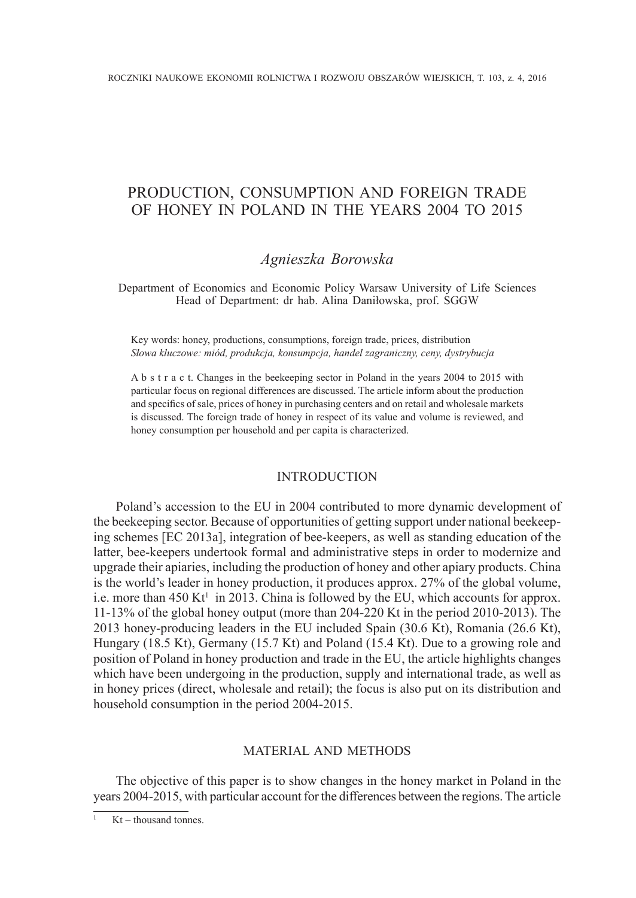# PRODUCTION, CONSUMPTION AND FOREIGN TRADE OF HONEY IN POLAND IN THE YEARS 2004 TO 2015

*Agnieszka Borowska*

Department of Economics and Economic Policy Warsaw University of Life Sciences
Head of Department: dr hab. Alina Daniłowska, prof. SGGW

Key words: honey, productions, consumptions, foreign trade, prices, distribution
*Słowa kluczowe: miód, produkcja, konsumpcja, handel zagraniczny, ceny, dystrybucja*

A b s t r a c t. Changes in the beekeeping sector in Poland in the years 2004 to 2015 with particular focus on regional differences are discussed. The article inform about the production and specifics of sale, prices of honey in purchasing centers and on retail and wholesale markets is discussed. The foreign trade of honey in respect of its value and volume is reviewed, and honey consumption per household and per capita is characterized.

## INTRODUCTION

Poland's accession to the EU in 2004 contributed to more dynamic development of the beekeeping sector. Because of opportunities of getting support under national beekeeping schemes [EC 2013a], integration of bee-keepers, as well as standing education of the latter, bee-keepers undertook formal and administrative steps in order to modernize and upgrade their apiaries, including the production of honey and other apiary products. China is the world's leader in honey production, it produces approx. 27% of the global volume, i.e. more than 450 Kt[1] in 2013. China is followed by the EU, which accounts for approx. 11-13% of the global honey output (more than 204-220 Kt in the period 2010-2013). The 2013 honey-producing leaders in the EU included Spain (30.6 Kt), Romania (26.6 Kt), Hungary (18.5 Kt), Germany (15.7 Kt) and Poland (15.4 Kt). Due to a growing role and position of Poland in honey production and trade in the EU, the article highlights changes which have been undergoing in the production, supply and international trade, as well as in honey prices (direct, wholesale and retail); the focus is also put on its distribution and household consumption in the period 2004-2015.

## MATERIAL AND METHODS

The objective of this paper is to show changes in the honey market in Poland in the years 2004-2015, with particular account for the differences between the regions. The article

[1] Kt – thousand tonnes.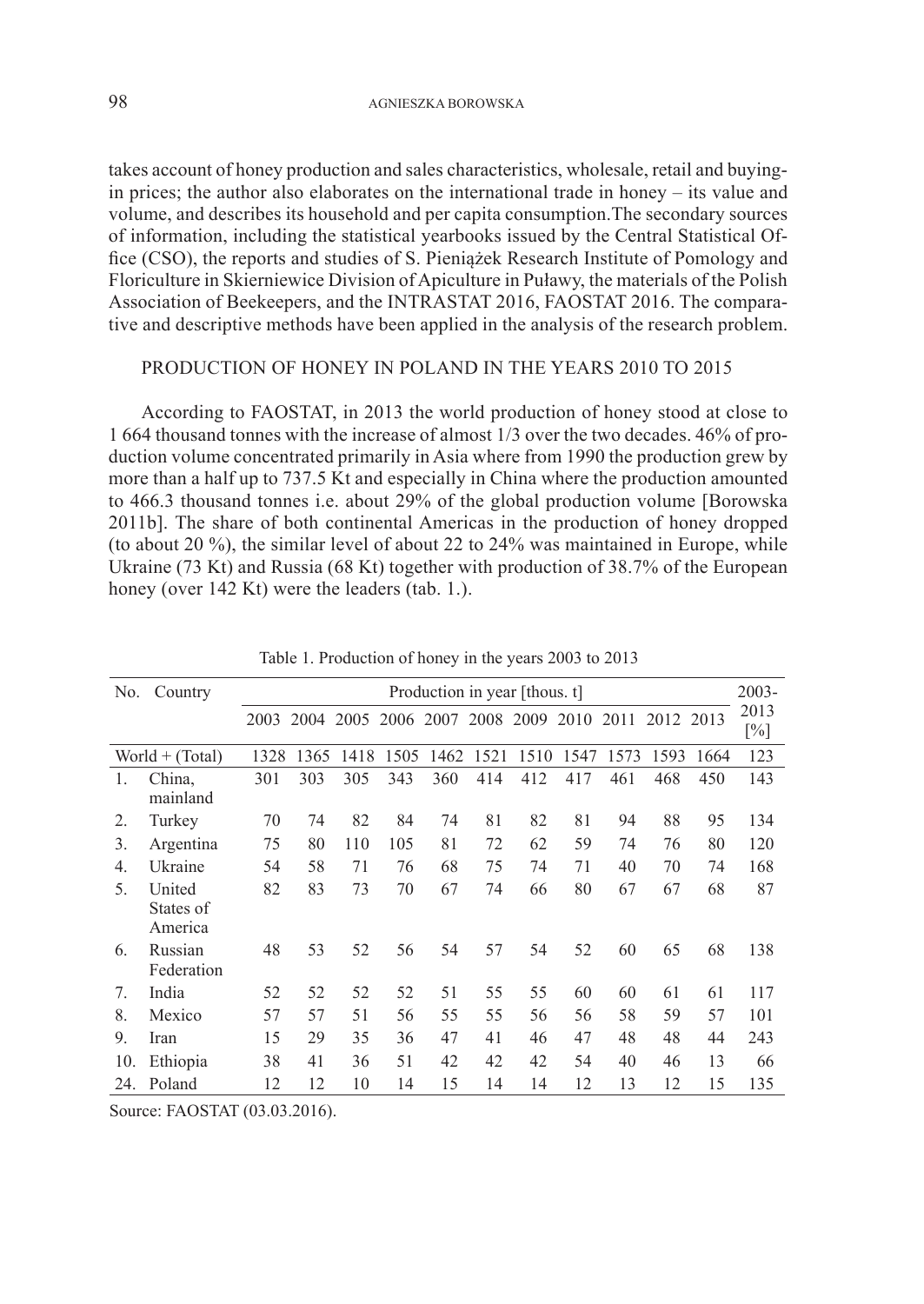takes account of honey production and sales characteristics, wholesale, retail and buying-in prices; the author also elaborates on the international trade in honey – its value and volume, and describes its household and per capita consumption.The secondary sources of information, including the statistical yearbooks issued by the Central Statistical Office (CSO), the reports and studies of S. Pieniążek Research Institute of Pomology and Floriculture in Skierniewice Division of Apiculture in Puławy, the materials of the Polish Association of Beekeepers, and the INTRASTAT 2016, FAOSTAT 2016. The comparative and descriptive methods have been applied in the analysis of the research problem.

## PRODUCTION OF HONEY IN POLAND IN THE YEARS 2010 TO 2015

According to FAOSTAT, in 2013 the world production of honey stood at close to 1 664 thousand tonnes with the increase of almost 1/3 over the two decades. 46% of production volume concentrated primarily in Asia where from 1990 the production grew by more than a half up to 737.5 Kt and especially in China where the production amounted to 466.3 thousand tonnes i.e. about 29% of the global production volume [Borowska 2011b]. The share of both continental Americas in the production of honey dropped (to about 20 %), the similar level of about 22 to 24% was maintained in Europe, while Ukraine (73 Kt) and Russia (68 Kt) together with production of 38.7% of the European honey (over 142 Kt) were the leaders (tab. 1.).

Table 1. Production of honey in the years 2003 to 2013

| No. | Country | Production in year [thous. t] | | | | | | | | | | | 2003-2013 [%] |
|---|---|---|---|---|---|---|---|---|---|---|---|---|---|
| | | 2003 | 2004 | 2005 | 2006 | 2007 | 2008 | 2009 | 2010 | 2011 | 2012 | 2013 | |
| World + (Total) | | 1328 | 1365 | 1418 | 1505 | 1462 | 1521 | 1510 | 1547 | 1573 | 1593 | 1664 | 123 |
| 1. | China, mainland | 301 | 303 | 305 | 343 | 360 | 414 | 412 | 417 | 461 | 468 | 450 | 143 |
| 2. | Turkey | 70 | 74 | 82 | 84 | 74 | 81 | 82 | 81 | 94 | 88 | 95 | 134 |
| 3. | Argentina | 75 | 80 | 110 | 105 | 81 | 72 | 62 | 59 | 74 | 76 | 80 | 120 |
| 4. | Ukraine | 54 | 58 | 71 | 76 | 68 | 75 | 74 | 71 | 40 | 70 | 74 | 168 |
| 5. | United States of America | 82 | 83 | 73 | 70 | 67 | 74 | 66 | 80 | 67 | 67 | 68 | 87 |
| 6. | Russian Federation | 48 | 53 | 52 | 56 | 54 | 57 | 54 | 52 | 60 | 65 | 68 | 138 |
| 7. | India | 52 | 52 | 52 | 52 | 51 | 55 | 55 | 60 | 60 | 61 | 61 | 117 |
| 8. | Mexico | 57 | 57 | 51 | 56 | 55 | 55 | 56 | 56 | 58 | 59 | 57 | 101 |
| 9. | Iran | 15 | 29 | 35 | 36 | 47 | 41 | 46 | 47 | 48 | 48 | 44 | 243 |
| 10. | Ethiopia | 38 | 41 | 36 | 51 | 42 | 42 | 42 | 54 | 40 | 46 | 13 | 66 |
| 24. | Poland | 12 | 12 | 10 | 14 | 15 | 14 | 14 | 12 | 13 | 12 | 15 | 135 |

Source: FAOSTAT (03.03.2016).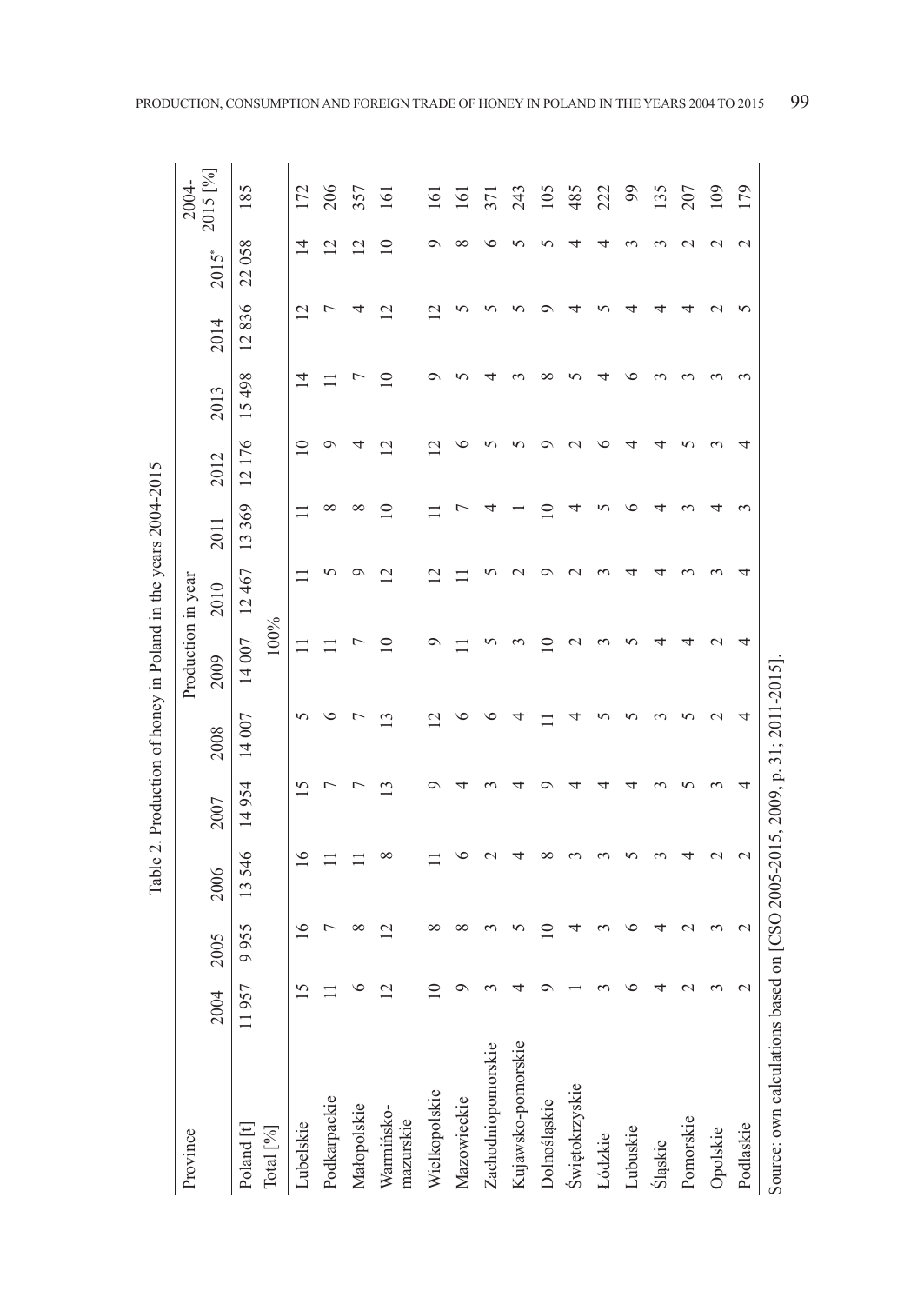Table 2. Production of honey in Poland in the years 2004-2015

| Province | Production in year | | | | | | | | | | | | 2004-2015 [%] |
|---|---|---|---|---|---|---|---|---|---|---|---|---|---|
| | 2004 | 2005 | 2006 | 2007 | 2008 | 2009 | 2010 | 2011 | 2012 | 2013 | 2014 | 2015* | |
| Poland [t] | 11 957 | 9 955 | 13 546 | 14 954 | 14 007 | 14 007 | 12 467 | 13 369 | 12 176 | 15 498 | 12 836 | 22 058 | 185 |
| Total [%] | 100% | | | | | | | | | | | | |
| Lubelskie | 15 | 16 | 16 | 15 | 5 | 11 | 11 | 11 | 10 | 14 | 12 | 14 | 172 |
| Podkarpackie | 11 | 7 | 11 | 7 | 6 | 11 | 5 | 8 | 9 | 11 | 7 | 12 | 206 |
| Małopolskie | 6 | 8 | 11 | 7 | 7 | 7 | 9 | 8 | 4 | 7 | 4 | 12 | 357 |
| Warmińsko-mazurskie | 12 | 12 | 8 | 13 | 13 | 10 | 12 | 10 | 12 | 10 | 12 | 10 | 161 |
| Wielkopolskie | 10 | 8 | 11 | 9 | 12 | 9 | 12 | 11 | 12 | 9 | 12 | 9 | 161 |
| Mazowieckie | 9 | 8 | 6 | 4 | 6 | 11 | 11 | 7 | 6 | 5 | 5 | 8 | 161 |
| Zachodniopomorskie | 3 | 3 | 2 | 3 | 6 | 5 | 5 | 4 | 5 | 4 | 5 | 6 | 371 |
| Kujawsko-pomorskie | 4 | 5 | 4 | 4 | 4 | 3 | 2 | 1 | 5 | 3 | 5 | 5 | 243 |
| Dolnośląskie | 9 | 10 | 8 | 9 | 11 | 10 | 9 | 10 | 9 | 8 | 9 | 5 | 105 |
| Świętokrzyskie | 1 | 4 | 3 | 4 | 4 | 2 | 2 | 4 | 2 | 5 | 4 | 4 | 485 |
| Łódzkie | 3 | 3 | 3 | 4 | 5 | 3 | 3 | 5 | 6 | 4 | 5 | 4 | 222 |
| Lubuskie | 6 | 6 | 5 | 4 | 5 | 5 | 4 | 6 | 4 | 6 | 4 | 3 | 99 |
| Śląskie | 4 | 4 | 3 | 3 | 3 | 4 | 4 | 4 | 4 | 3 | 4 | 3 | 135 |
| Pomorskie | 2 | 2 | 4 | 5 | 5 | 4 | 3 | 3 | 5 | 3 | 4 | 2 | 207 |
| Opolskie | 3 | 3 | 2 | 3 | 2 | 2 | 3 | 4 | 3 | 3 | 2 | 2 | 109 |
| Podlaskie | 2 | 2 | 2 | 4 | 4 | 4 | 4 | 3 | 4 | 3 | 5 | 2 | 179 |

Source: own calculations based on [CSO 2005-2015, 2009, p. 31; 2011-2015].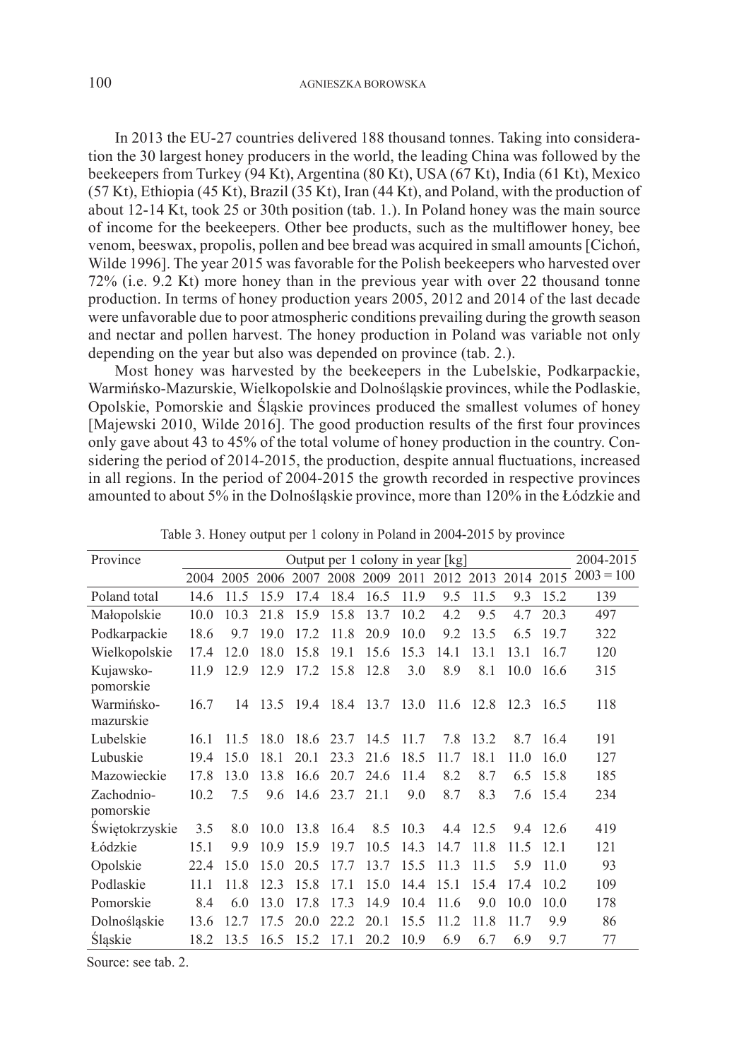In 2013 the EU-27 countries delivered 188 thousand tonnes. Taking into consideration the 30 largest honey producers in the world, the leading China was followed by the beekeepers from Turkey (94 Kt), Argentina (80 Kt), USA (67 Kt), India (61 Kt), Mexico (57 Kt), Ethiopia (45 Kt), Brazil (35 Kt), Iran (44 Kt), and Poland, with the production of about 12-14 Kt, took 25 or 30th position (tab. 1.). In Poland honey was the main source of income for the beekeepers. Other bee products, such as the multiflower honey, bee venom, beeswax, propolis, pollen and bee bread was acquired in small amounts [Cichoń, Wilde 1996]. The year 2015 was favorable for the Polish beekeepers who harvested over 72% (i.e. 9.2 Kt) more honey than in the previous year with over 22 thousand tonne production. In terms of honey production years 2005, 2012 and 2014 of the last decade were unfavorable due to poor atmospheric conditions prevailing during the growth season and nectar and pollen harvest. The honey production in Poland was variable not only depending on the year but also was depended on province (tab. 2.).

Most honey was harvested by the beekeepers in the Lubelskie, Podkarpackie, Warmińsko-Mazurskie, Wielkopolskie and Dolnośląskie provinces, while the Podlaskie, Opolskie, Pomorskie and Śląskie provinces produced the smallest volumes of honey [Majewski 2010, Wilde 2016]. The good production results of the first four provinces only gave about 43 to 45% of the total volume of honey production in the country. Considering the period of 2014-2015, the production, despite annual fluctuations, increased in all regions. In the period of 2004-2015 the growth recorded in respective provinces amounted to about 5% in the Dolnośląskie province, more than 120% in the Łódzkie and

Table 3. Honey output per 1 colony in Poland in 2004-2015 by province

| Province | Output per 1 colony in year [kg] | | | | | | | | | | | | 2004-2015 |
|---|---|---|---|---|---|---|---|---|---|---|---|---|---|
| | 2004 | 2005 | 2006 | 2007 | 2008 | 2009 | 2011 | 2012 | 2013 | 2014 | 2015 | | 2003 = 100 |
| Poland total | 14.6 | 11.5 | 15.9 | 17.4 | 18.4 | 16.5 | 11.9 | 9.5 | 11.5 | 9.3 | 15.2 | | 139 |
| Małopolskie | 10.0 | 10.3 | 21.8 | 15.9 | 15.8 | 13.7 | 10.2 | 4.2 | 9.5 | 4.7 | 20.3 | | 497 |
| Podkarpackie | 18.6 | 9.7 | 19.0 | 17.2 | 11.8 | 20.9 | 10.0 | 9.2 | 13.5 | 6.5 | 19.7 | | 322 |
| Wielkopolskie | 17.4 | 12.0 | 18.0 | 15.8 | 19.1 | 15.6 | 15.3 | 14.1 | 13.1 | 13.1 | 16.7 | | 120 |
| Kujawsko-pomorskie | 11.9 | 12.9 | 12.9 | 17.2 | 15.8 | 12.8 | 3.0 | 8.9 | 8.1 | 10.0 | 16.6 | | 315 |
| Warmińsko-mazurskie | 16.7 | 14 | 13.5 | 19.4 | 18.4 | 13.7 | 13.0 | 11.6 | 12.8 | 12.3 | 16.5 | | 118 |
| Lubelskie | 16.1 | 11.5 | 18.0 | 18.6 | 23.7 | 14.5 | 11.7 | 7.8 | 13.2 | 8.7 | 16.4 | | 191 |
| Lubuskie | 19.4 | 15.0 | 18.1 | 20.1 | 23.3 | 21.6 | 18.5 | 11.7 | 18.1 | 11.0 | 16.0 | | 127 |
| Mazowieckie | 17.8 | 13.0 | 13.8 | 16.6 | 20.7 | 24.6 | 11.4 | 8.2 | 8.7 | 6.5 | 15.8 | | 185 |
| Zachodnio-pomorskie | 10.2 | 7.5 | 9.6 | 14.6 | 23.7 | 21.1 | 9.0 | 8.7 | 8.3 | 7.6 | 15.4 | | 234 |
| Świętokrzyskie | 3.5 | 8.0 | 10.0 | 13.8 | 16.4 | 8.5 | 10.3 | 4.4 | 12.5 | 9.4 | 12.6 | | 419 |
| Łódzkie | 15.1 | 9.9 | 10.9 | 15.9 | 19.7 | 10.5 | 14.3 | 14.7 | 11.8 | 11.5 | 12.1 | | 121 |
| Opolskie | 22.4 | 15.0 | 15.0 | 20.5 | 17.7 | 13.7 | 15.5 | 11.3 | 11.5 | 5.9 | 11.0 | | 93 |
| Podlaskie | 11.1 | 11.8 | 12.3 | 15.8 | 17.1 | 15.0 | 14.4 | 15.1 | 15.4 | 17.4 | 10.2 | | 109 |
| Pomorskie | 8.4 | 6.0 | 13.0 | 17.8 | 17.3 | 14.9 | 10.4 | 11.6 | 9.0 | 10.0 | 10.0 | | 178 |
| Dolnośląskie | 13.6 | 12.7 | 17.5 | 20.0 | 22.2 | 20.1 | 15.5 | 11.2 | 11.8 | 11.7 | 9.9 | | 86 |
| Śląskie | 18.2 | 13.5 | 16.5 | 15.2 | 17.1 | 20.2 | 10.9 | 6.9 | 6.7 | 6.9 | 9.7 | | 77 |

Source: see tab. 2.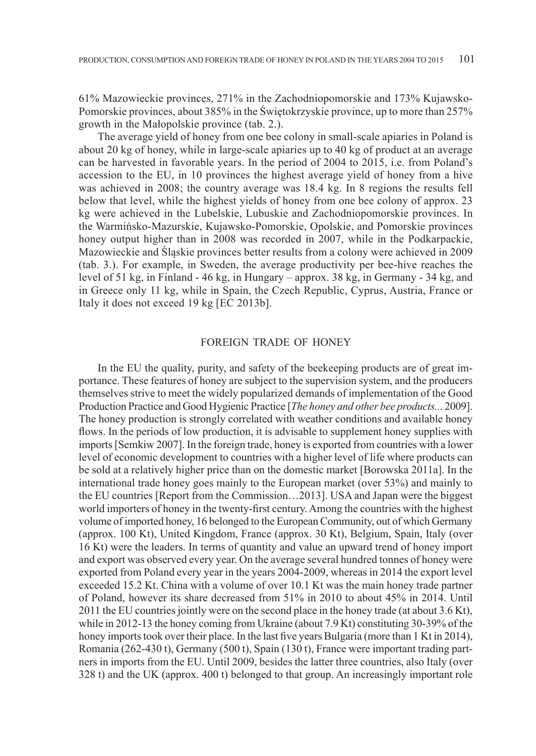61% Mazowieckie provinces, 271% in the Zachodniopomorskie and 173% Kujawsko-Pomorskie provinces, about 385% in the Świętokrzyskie province, up to more than 257% growth in the Małopolskie province (tab. 2.).

The average yield of honey from one bee colony in small-scale apiaries in Poland is about 20 kg of honey, while in large-scale apiaries up to 40 kg of product at an average can be harvested in favorable years. In the period of 2004 to 2015, i.e. from Poland's accession to the EU, in 10 provinces the highest average yield of honey from a hive was achieved in 2008; the country average was 18.4 kg. In 8 regions the results fell below that level, while the highest yields of honey from one bee colony of approx. 23 kg were achieved in the Lubelskie, Lubuskie and Zachodniopomorskie provinces. In the Warmińsko-Mazurskie, Kujawsko-Pomorskie, Opolskie, and Pomorskie provinces honey output higher than in 2008 was recorded in 2007, while in the Podkarpackie, Mazowieckie and Śląskie provinces better results from a colony were achieved in 2009 (tab. 3.). For example, in Sweden, the average productivity per bee-hive reaches the level of 51 kg, in Finland - 46 kg, in Hungary – approx. 38 kg, in Germany - 34 kg, and in Greece only 11 kg, while in Spain, the Czech Republic, Cyprus, Austria, France or Italy it does not exceed 19 kg [EC 2013b].

## FOREIGN TRADE OF HONEY

In the EU the quality, purity, and safety of the beekeeping products are of great importance. These features of honey are subject to the supervision system, and the producers themselves strive to meet the widely popularized demands of implementation of the Good Production Practice and Good Hygienic Practice [*The honey and other bee products...* 2009]. The honey production is strongly correlated with weather conditions and available honey flows. In the periods of low production, it is advisable to supplement honey supplies with imports [Semkiw 2007]. In the foreign trade, honey is exported from countries with a lower level of economic development to countries with a higher level of life where products can be sold at a relatively higher price than on the domestic market [Borowska 2011a]. In the international trade honey goes mainly to the European market (over 53%) and mainly to the EU countries [Report from the Commission…2013]. USA and Japan were the biggest world importers of honey in the twenty-first century. Among the countries with the highest volume of imported honey, 16 belonged to the European Community, out of which Germany (approx. 100 Kt), United Kingdom, France (approx. 30 Kt), Belgium, Spain, Italy (over 16 Kt) were the leaders. In terms of quantity and value an upward trend of honey import and export was observed every year. On the average several hundred tonnes of honey were exported from Poland every year in the years 2004-2009, whereas in 2014 the export level exceeded 15.2 Kt. China with a volume of over 10.1 Kt was the main honey trade partner of Poland, however its share decreased from 51% in 2010 to about 45% in 2014. Until 2011 the EU countries jointly were on the second place in the honey trade (at about 3.6 Kt), while in 2012-13 the honey coming from Ukraine (about 7.9 Kt) constituting 30-39% of the honey imports took over their place. In the last five years Bulgaria (more than 1 Kt in 2014), Romania (262-430 t), Germany (500 t), Spain (130 t), France were important trading partners in imports from the EU. Until 2009, besides the latter three countries, also Italy (over 328 t) and the UK (approx. 400 t) belonged to that group. An increasingly important role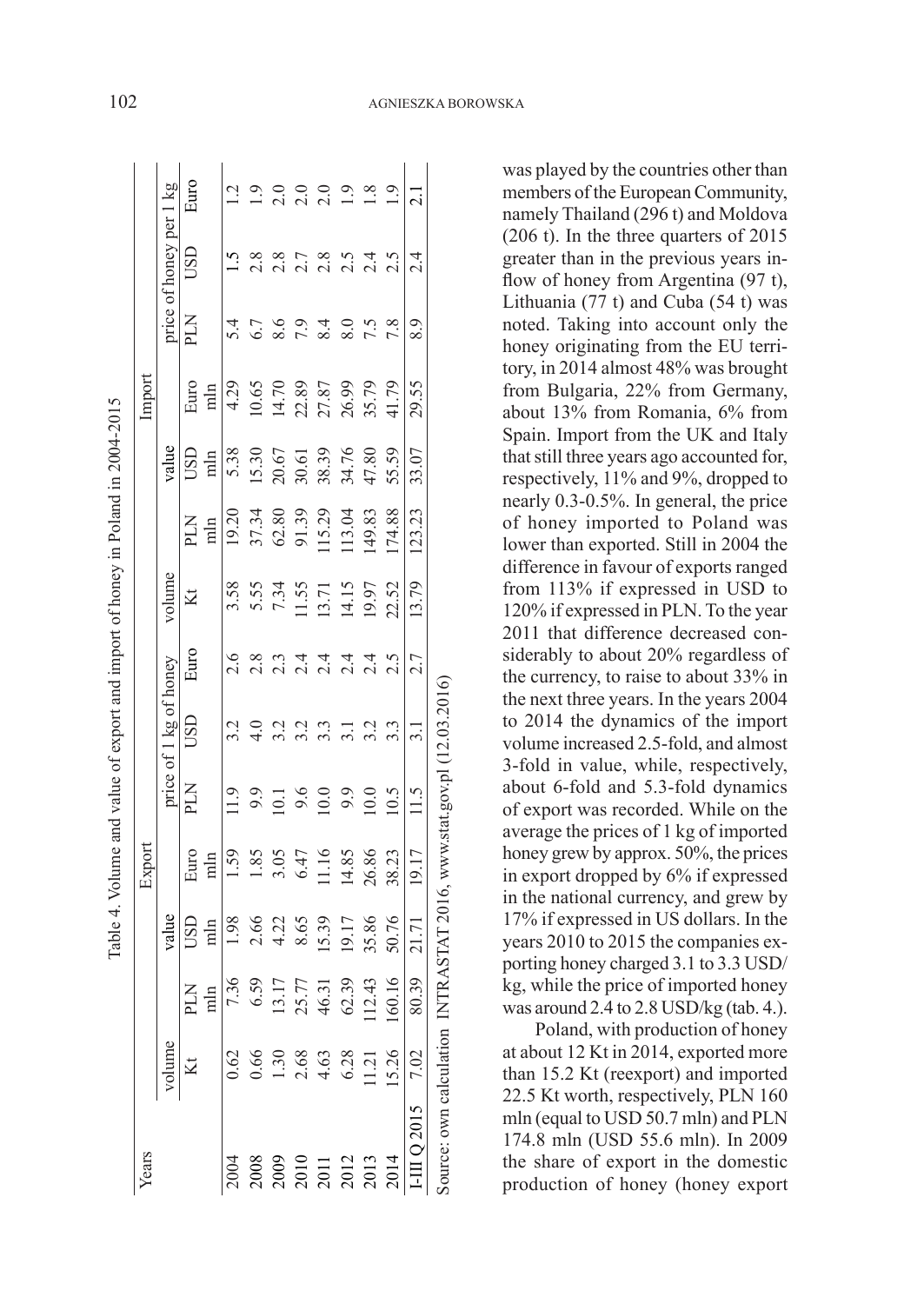Table 4. Volume and value of export and import of honey in Poland in 2004-2015

| Years | Export | | | | | | | Import | | | | | | |
|---|---|---|---|---|---|---|---|---|---|---|---|---|---|---|
| | volume | value | | | price of 1 kg of honey | | | volume | value | | | price of honey per 1 kg | | |
| | Kt | PLN mln | USD mln | Euro mln | PLN | USD | Euro | Kt | PLN mln | USD mln | Euro mln | PLN | USD | Euro |
| 2004 | 0.62 | 7.36 | 1.98 | 1.59 | 11.9 | 3.2 | 2.6 | 3.58 | 19.20 | 5.38 | 4.29 | 5.4 | 1.5 | 1.2 |
| 2008 | 0.66 | 6.59 | 2.66 | 1.85 | 9.9 | 4.0 | 2.8 | 5.55 | 37.34 | 15.30 | 10.65 | 6.7 | 2.8 | 1.9 |
| 2009 | 1.30 | 13.17 | 4.22 | 3.05 | 10.1 | 3.2 | 2.3 | 7.34 | 62.80 | 20.67 | 14.70 | 8.6 | 2.8 | 2.0 |
| 2010 | 2.68 | 25.77 | 8.65 | 6.47 | 9.6 | 3.2 | 2.4 | 11.55 | 91.39 | 30.61 | 22.89 | 7.9 | 2.7 | 2.0 |
| 2011 | 4.63 | 46.31 | 15.39 | 11.16 | 10.0 | 3.3 | 2.4 | 13.71 | 115.29 | 38.39 | 27.87 | 8.4 | 2.8 | 2.0 |
| 2012 | 6.28 | 62.39 | 19.17 | 14.85 | 9.9 | 3.1 | 2.4 | 14.15 | 113.04 | 34.76 | 26.99 | 8.0 | 2.5 | 1.9 |
| 2013 | 11.21 | 112.43 | 35.86 | 26.86 | 10.0 | 3.2 | 2.4 | 19.97 | 149.83 | 47.80 | 35.79 | 7.5 | 2.4 | 1.8 |
| 2014 | 15.26 | 160.16 | 50.76 | 38.23 | 10.5 | 3.3 | 2.5 | 22.52 | 174.88 | 55.59 | 41.79 | 7.8 | 2.5 | 1.9 |
| I-III Q 2015 | 7.02 | 80.39 | 21.71 | 19.17 | 11.5 | 3.1 | 2.7 | 13.79 | 123.23 | 33.07 | 29.55 | 8.9 | 2.4 | 2.1 |

Source: own calculation INTRASTAT 2016, www.stat.gov.pl (12.03.2016)

was played by the countries other than members of the European Community, namely Thailand (296 t) and Moldova (206 t). In the three quarters of 2015 greater than in the previous years inflow of honey from Argentina (97 t), Lithuania (77 t) and Cuba (54 t) was noted. Taking into account only the honey originating from the EU territory, in 2014 almost 48% was brought from Bulgaria, 22% from Germany, about 13% from Romania, 6% from Spain. Import from the UK and Italy that still three years ago accounted for, respectively, 11% and 9%, dropped to nearly 0.3-0.5%. In general, the price of honey imported to Poland was lower than exported. Still in 2004 the difference in favour of exports ranged from 113% if expressed in USD to 120% if expressed in PLN. To the year 2011 that difference decreased considerably to about 20% regardless of the currency, to raise to about 33% in the next three years. In the years 2004 to 2014 the dynamics of the import volume increased 2.5-fold, and almost 3-fold in value, while, respectively, about 6-fold and 5.3-fold dynamics of export was recorded. While on the average the prices of 1 kg of imported honey grew by approx. 50%, the prices in export dropped by 6% if expressed in the national currency, and grew by 17% if expressed in US dollars. In the years 2010 to 2015 the companies exporting honey charged 3.1 to 3.3 USD/kg, while the price of imported honey was around 2.4 to 2.8 USD/kg (tab. 4.).

Poland, with production of honey at about 12 Kt in 2014, exported more than 15.2 Kt (reexport) and imported 22.5 Kt worth, respectively, PLN 160 mln (equal to USD 50.7 mln) and PLN 174.8 mln (USD 55.6 mln). In 2009 the share of export in the domestic production of honey (honey export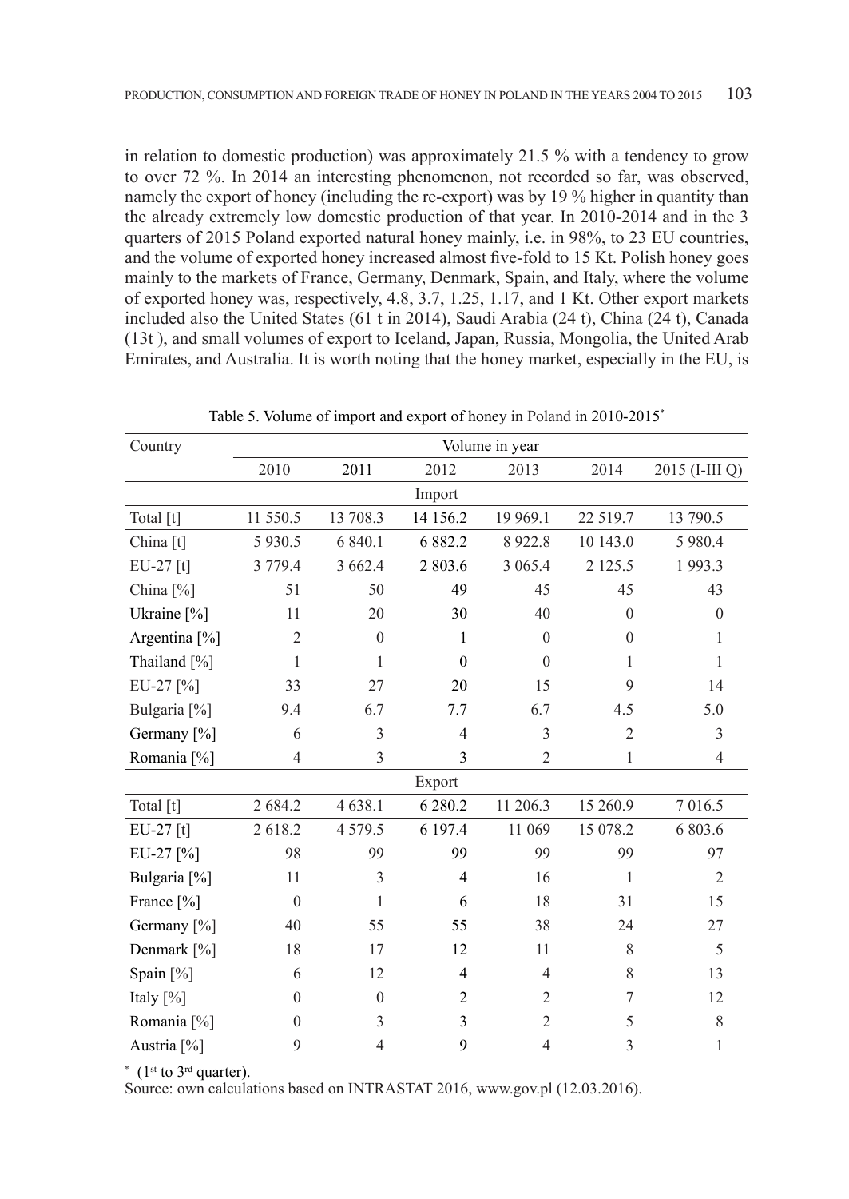in relation to domestic production) was approximately 21.5 % with a tendency to grow to over 72 %. In 2014 an interesting phenomenon, not recorded so far, was observed, namely the export of honey (including the re-export) was by 19 % higher in quantity than the already extremely low domestic production of that year. In 2010-2014 and in the 3 quarters of 2015 Poland exported natural honey mainly, i.e. in 98%, to 23 EU countries, and the volume of exported honey increased almost five-fold to 15 Kt. Polish honey goes mainly to the markets of France, Germany, Denmark, Spain, and Italy, where the volume of exported honey was, respectively, 4.8, 3.7, 1.25, 1.17, and 1 Kt. Other export markets included also the United States (61 t in 2014), Saudi Arabia (24 t), China (24 t), Canada (13t ), and small volumes of export to Iceland, Japan, Russia, Mongolia, the United Arab Emirates, and Australia. It is worth noting that the honey market, especially in the EU, is

Table 5. Volume of import and export of honey in Poland in 2010-2015*

| Country | Volume in year | | | | | |
|---|---|---|---|---|---|---|
| | 2010 | 2011 | 2012 | 2013 | 2014 | 2015 (I-III Q) |
| **Import** | | | | | | |
| Total [t] | 11 550.5 | 13 708.3 | 14 156.2 | 19 969.1 | 22 519.7 | 13 790.5 |
| China [t] | 5 930.5 | 6 840.1 | 6 882.2 | 8 922.8 | 10 143.0 | 5 980.4 |
| EU-27 [t] | 3 779.4 | 3 662.4 | 2 803.6 | 3 065.4 | 2 125.5 | 1 993.3 |
| China [%] | 51 | 50 | 49 | 45 | 45 | 43 |
| Ukraine [%] | 11 | 20 | 30 | 40 | 0 | 0 |
| Argentina [%] | 2 | 0 | 1 | 0 | 0 | 1 |
| Thailand [%] | 1 | 1 | 0 | 0 | 1 | 1 |
| EU-27 [%] | 33 | 27 | 20 | 15 | 9 | 14 |
| Bulgaria [%] | 9.4 | 6.7 | 7.7 | 6.7 | 4.5 | 5.0 |
| Germany [%] | 6 | 3 | 4 | 3 | 2 | 3 |
| Romania [%] | 4 | 3 | 3 | 2 | 1 | 4 |
| **Export** | | | | | | |
| Total [t] | 2 684.2 | 4 638.1 | 6 280.2 | 11 206.3 | 15 260.9 | 7 016.5 |
| EU-27 [t] | 2 618.2 | 4 579.5 | 6 197.4 | 11 069 | 15 078.2 | 6 803.6 |
| EU-27 [%] | 98 | 99 | 99 | 99 | 99 | 97 |
| Bulgaria [%] | 11 | 3 | 4 | 16 | 1 | 2 |
| France [%] | 0 | 1 | 6 | 18 | 31 | 15 |
| Germany [%] | 40 | 55 | 55 | 38 | 24 | 27 |
| Denmark [%] | 18 | 17 | 12 | 11 | 8 | 5 |
| Spain [%] | 6 | 12 | 4 | 4 | 8 | 13 |
| Italy [%] | 0 | 0 | 2 | 2 | 7 | 12 |
| Romania [%] | 0 | 3 | 3 | 2 | 5 | 8 |
| Austria [%] | 9 | 4 | 9 | 4 | 3 | 1 |

* (1st to 3rd quarter).

Source: own calculations based on INTRASTAT 2016, www.gov.pl (12.03.2016).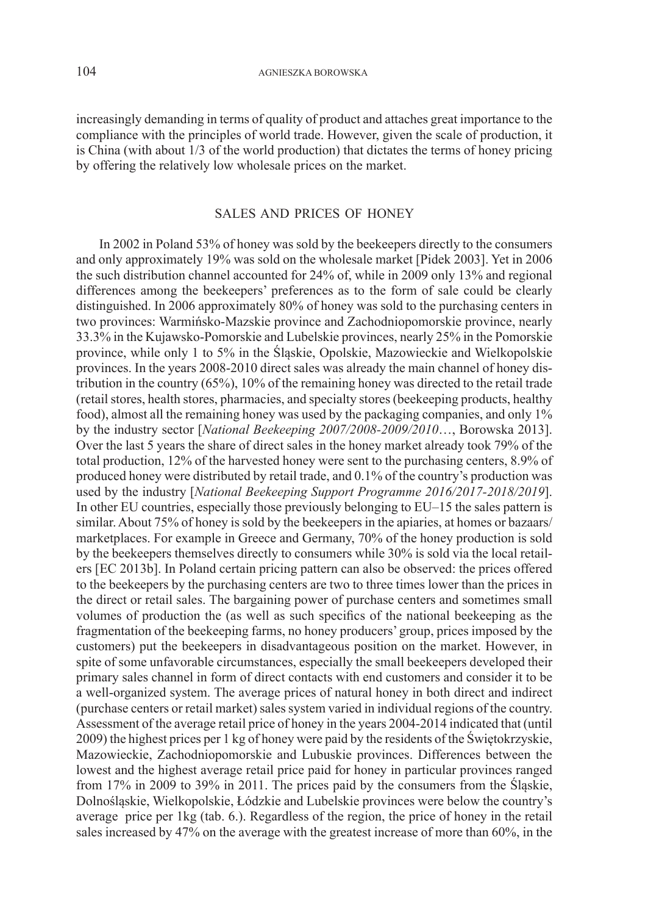increasingly demanding in terms of quality of product and attaches great importance to the compliance with the principles of world trade. However, given the scale of production, it is China (with about 1/3 of the world production) that dictates the terms of honey pricing by offering the relatively low wholesale prices on the market.

## SALES AND PRICES OF HONEY

In 2002 in Poland 53% of honey was sold by the beekeepers directly to the consumers and only approximately 19% was sold on the wholesale market [Pidek 2003]. Yet in 2006 the such distribution channel accounted for 24% of, while in 2009 only 13% and regional differences among the beekeepers' preferences as to the form of sale could be clearly distinguished. In 2006 approximately 80% of honey was sold to the purchasing centers in two provinces: Warmińsko-Mazskie province and Zachodniopomorskie province, nearly 33.3% in the Kujawsko-Pomorskie and Lubelskie provinces, nearly 25% in the Pomorskie province, while only 1 to 5% in the Śląskie, Opolskie, Mazowieckie and Wielkopolskie provinces. In the years 2008-2010 direct sales was already the main channel of honey distribution in the country (65%), 10% of the remaining honey was directed to the retail trade (retail stores, health stores, pharmacies, and specialty stores (beekeeping products, healthy food), almost all the remaining honey was used by the packaging companies, and only 1% by the industry sector [*National Beekeeping 2007/2008-2009/2010*…, Borowska 2013]. Over the last 5 years the share of direct sales in the honey market already took 79% of the total production, 12% of the harvested honey were sent to the purchasing centers, 8.9% of produced honey were distributed by retail trade, and 0.1% of the country's production was used by the industry [*National Beekeeping Support Programme 2016/2017-2018/2019*]. In other EU countries, especially those previously belonging to EU–15 the sales pattern is similar. About 75% of honey is sold by the beekeepers in the apiaries, at homes or bazaars/marketplaces. For example in Greece and Germany, 70% of the honey production is sold by the beekeepers themselves directly to consumers while 30% is sold via the local retailers [EC 2013b]. In Poland certain pricing pattern can also be observed: the prices offered to the beekeepers by the purchasing centers are two to three times lower than the prices in the direct or retail sales. The bargaining power of purchase centers and sometimes small volumes of production the (as well as such specifics of the national beekeeping as the fragmentation of the beekeeping farms, no honey producers' group, prices imposed by the customers) put the beekeepers in disadvantageous position on the market. However, in spite of some unfavorable circumstances, especially the small beekeepers developed their primary sales channel in form of direct contacts with end customers and consider it to be a well-organized system. The average prices of natural honey in both direct and indirect (purchase centers or retail market) sales system varied in individual regions of the country. Assessment of the average retail price of honey in the years 2004-2014 indicated that (until 2009) the highest prices per 1 kg of honey were paid by the residents of the Świętokrzyskie, Mazowieckie, Zachodniopomorskie and Lubuskie provinces. Differences between the lowest and the highest average retail price paid for honey in particular provinces ranged from 17% in 2009 to 39% in 2011. The prices paid by the consumers from the Śląskie, Dolnośląskie, Wielkopolskie, Łódzkie and Lubelskie provinces were below the country's average price per 1kg (tab. 6.). Regardless of the region, the price of honey in the retail sales increased by 47% on the average with the greatest increase of more than 60%, in the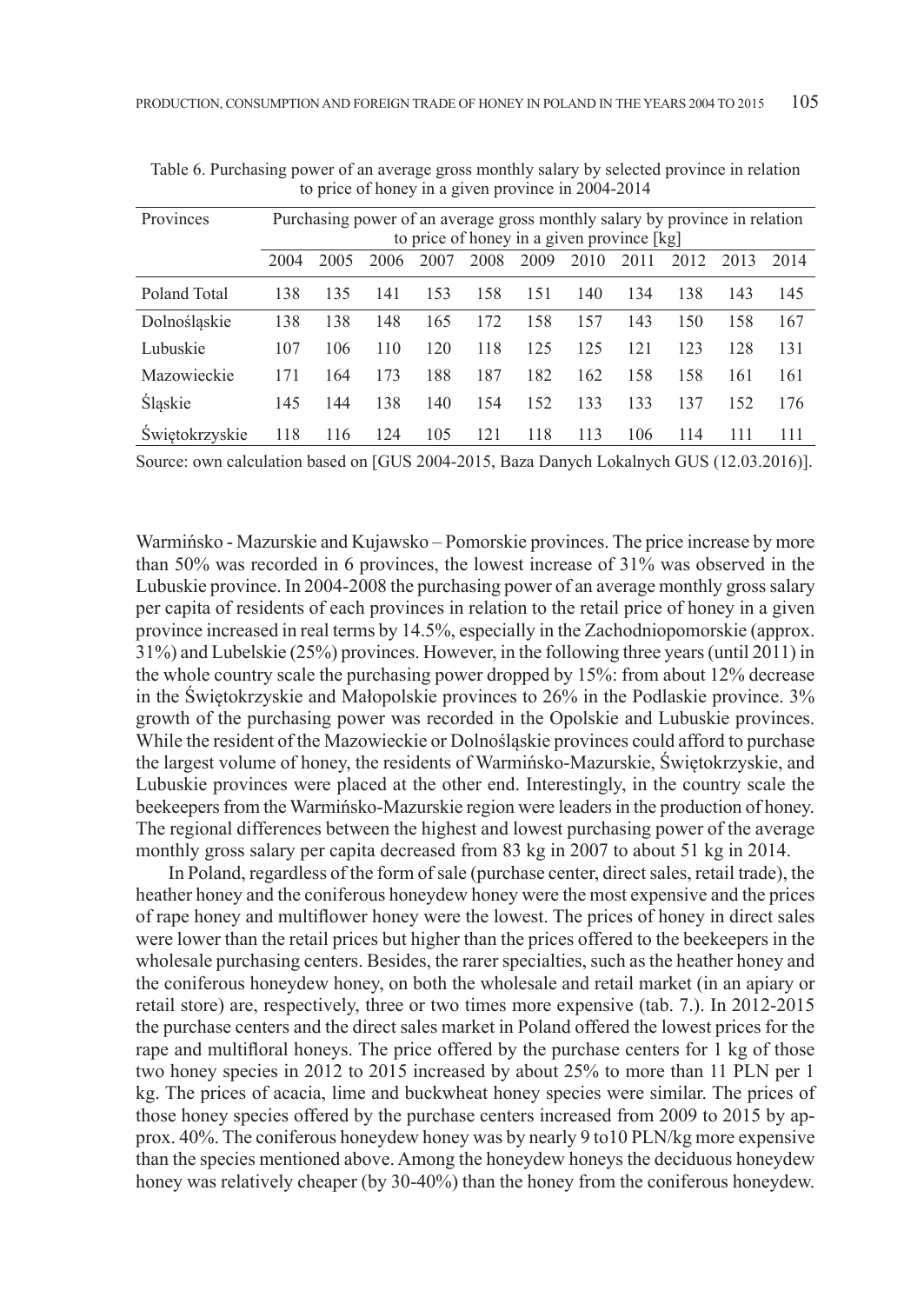Table 6. Purchasing power of an average gross monthly salary by selected province in relation to price of honey in a given province in 2004-2014

| Provinces | Purchasing power of an average gross monthly salary by province in relation to price of honey in a given province [kg] | | | | | | | | | | |
|---|---|---|---|---|---|---|---|---|---|---|---|
| | 2004 | 2005 | 2006 | 2007 | 2008 | 2009 | 2010 | 2011 | 2012 | 2013 | 2014 |
| Poland Total | 138 | 135 | 141 | 153 | 158 | 151 | 140 | 134 | 138 | 143 | 145 |
| Dolnośląskie | 138 | 138 | 148 | 165 | 172 | 158 | 157 | 143 | 150 | 158 | 167 |
| Lubuskie | 107 | 106 | 110 | 120 | 118 | 125 | 125 | 121 | 123 | 128 | 131 |
| Mazowieckie | 171 | 164 | 173 | 188 | 187 | 182 | 162 | 158 | 158 | 161 | 161 |
| Śląskie | 145 | 144 | 138 | 140 | 154 | 152 | 133 | 133 | 137 | 152 | 176 |
| Świętokrzyskie | 118 | 116 | 124 | 105 | 121 | 118 | 113 | 106 | 114 | 111 | 111 |

Source: own calculation based on [GUS 2004-2015, Baza Danych Lokalnych GUS (12.03.2016)].

Warmińsko - Mazurskie and Kujawsko – Pomorskie provinces. The price increase by more than 50% was recorded in 6 provinces, the lowest increase of 31% was observed in the Lubuskie province. In 2004-2008 the purchasing power of an average monthly gross salary per capita of residents of each provinces in relation to the retail price of honey in a given province increased in real terms by 14.5%, especially in the Zachodniopomorskie (approx. 31%) and Lubelskie (25%) provinces. However, in the following three years (until 2011) in the whole country scale the purchasing power dropped by 15%: from about 12% decrease in the Świętokrzyskie and Małopolskie provinces to 26% in the Podlaskie province. 3% growth of the purchasing power was recorded in the Opolskie and Lubuskie provinces. While the resident of the Mazowieckie or Dolnośląskie provinces could afford to purchase the largest volume of honey, the residents of Warmińsko-Mazurskie, Świętokrzyskie, and Lubuskie provinces were placed at the other end. Interestingly, in the country scale the beekeepers from the Warmińsko-Mazurskie region were leaders in the production of honey. The regional differences between the highest and lowest purchasing power of the average monthly gross salary per capita decreased from 83 kg in 2007 to about 51 kg in 2014.

In Poland, regardless of the form of sale (purchase center, direct sales, retail trade), the heather honey and the coniferous honeydew honey were the most expensive and the prices of rape honey and multiflower honey were the lowest. The prices of honey in direct sales were lower than the retail prices but higher than the prices offered to the beekeepers in the wholesale purchasing centers. Besides, the rarer specialties, such as the heather honey and the coniferous honeydew honey, on both the wholesale and retail market (in an apiary or retail store) are, respectively, three or two times more expensive (tab. 7.). In 2012-2015 the purchase centers and the direct sales market in Poland offered the lowest prices for the rape and multifloral honeys. The price offered by the purchase centers for 1 kg of those two honey species in 2012 to 2015 increased by about 25% to more than 11 PLN per 1 kg. The prices of acacia, lime and buckwheat honey species were similar. The prices of those honey species offered by the purchase centers increased from 2009 to 2015 by approx. 40%. The coniferous honeydew honey was by nearly 9 to10 PLN/kg more expensive than the species mentioned above. Among the honeydew honeys the deciduous honeydew honey was relatively cheaper (by 30-40%) than the honey from the coniferous honeydew.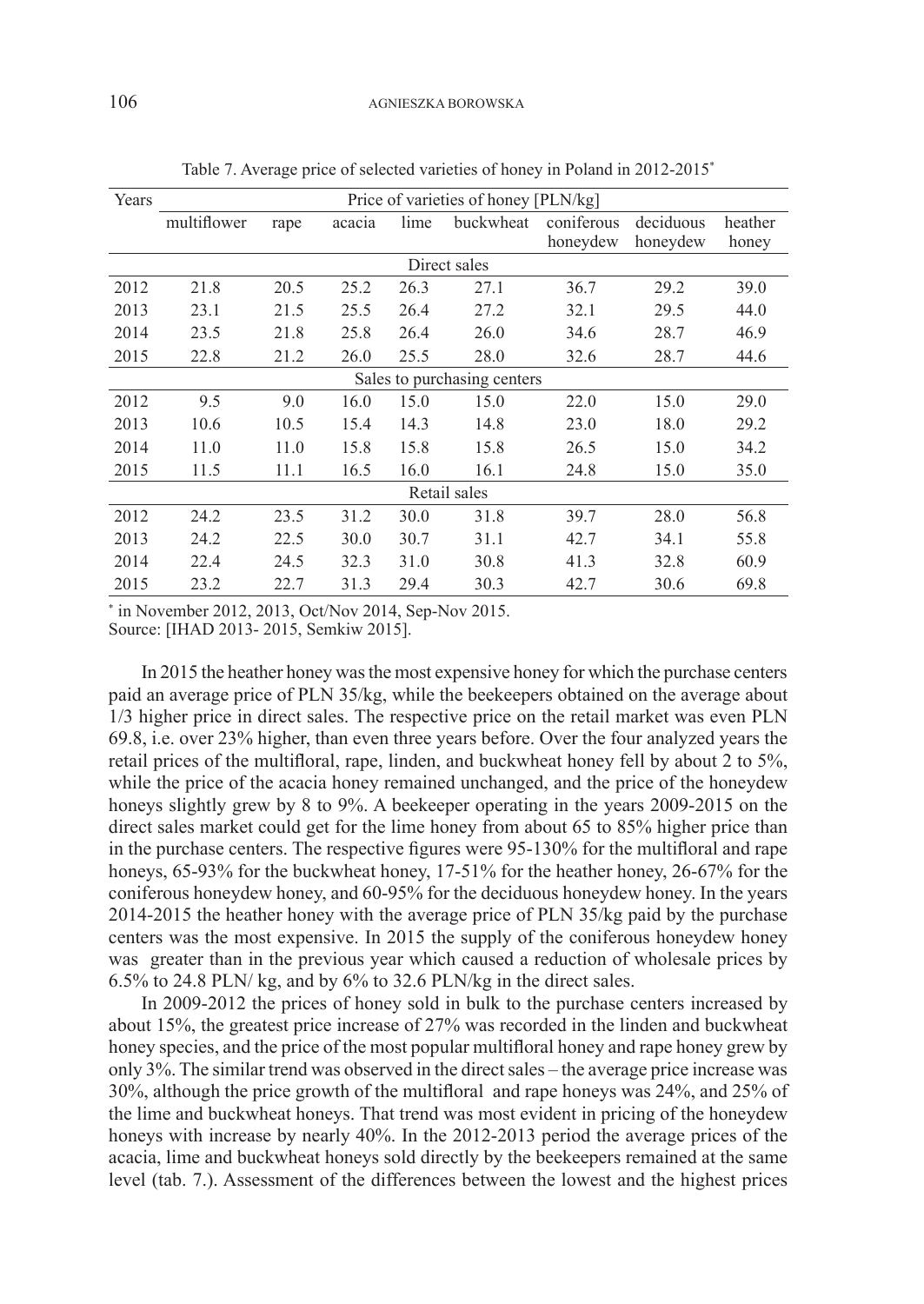Table 7. Average price of selected varieties of honey in Poland in 2012-2015*

| Years | Price of varieties of honey [PLN/kg] | | | | | | | |
|---|---|---|---|---|---|---|---|---|
| | multiflower | rape | acacia | lime | buckwheat | coniferous honeydew | deciduous honeydew | heather honey |
| | | | | | Direct sales | | | |
| 2012 | 21.8 | 20.5 | 25.2 | 26.3 | 27.1 | 36.7 | 29.2 | 39.0 |
| 2013 | 23.1 | 21.5 | 25.5 | 26.4 | 27.2 | 32.1 | 29.5 | 44.0 |
| 2014 | 23.5 | 21.8 | 25.8 | 26.4 | 26.0 | 34.6 | 28.7 | 46.9 |
| 2015 | 22.8 | 21.2 | 26.0 | 25.5 | 28.0 | 32.6 | 28.7 | 44.6 |
| | | | | | Sales to purchasing centers | | | |
| 2012 | 9.5 | 9.0 | 16.0 | 15.0 | 15.0 | 22.0 | 15.0 | 29.0 |
| 2013 | 10.6 | 10.5 | 15.4 | 14.3 | 14.8 | 23.0 | 18.0 | 29.2 |
| 2014 | 11.0 | 11.0 | 15.8 | 15.8 | 15.8 | 26.5 | 15.0 | 34.2 |
| 2015 | 11.5 | 11.1 | 16.5 | 16.0 | 16.1 | 24.8 | 15.0 | 35.0 |
| | | | | | Retail sales | | | |
| 2012 | 24.2 | 23.5 | 31.2 | 30.0 | 31.8 | 39.7 | 28.0 | 56.8 |
| 2013 | 24.2 | 22.5 | 30.0 | 30.7 | 31.1 | 42.7 | 34.1 | 55.8 |
| 2014 | 22.4 | 24.5 | 32.3 | 31.0 | 30.8 | 41.3 | 32.8 | 60.9 |
| 2015 | 23.2 | 22.7 | 31.3 | 29.4 | 30.3 | 42.7 | 30.6 | 69.8 |

* in November 2012, 2013, Oct/Nov 2014, Sep-Nov 2015.
Source: [IHAD 2013- 2015, Semkiw 2015].

In 2015 the heather honey was the most expensive honey for which the purchase centers paid an average price of PLN 35/kg, while the beekeepers obtained on the average about 1/3 higher price in direct sales. The respective price on the retail market was even PLN 69.8, i.e. over 23% higher, than even three years before. Over the four analyzed years the retail prices of the multifloral, rape, linden, and buckwheat honey fell by about 2 to 5%, while the price of the acacia honey remained unchanged, and the price of the honeydew honeys slightly grew by 8 to 9%. A beekeeper operating in the years 2009-2015 on the direct sales market could get for the lime honey from about 65 to 85% higher price than in the purchase centers. The respective figures were 95-130% for the multifloral and rape honeys, 65-93% for the buckwheat honey, 17-51% for the heather honey, 26-67% for the coniferous honeydew honey, and 60-95% for the deciduous honeydew honey. In the years 2014-2015 the heather honey with the average price of PLN 35/kg paid by the purchase centers was the most expensive. In 2015 the supply of the coniferous honeydew honey was greater than in the previous year which caused a reduction of wholesale prices by 6.5% to 24.8 PLN/ kg, and by 6% to 32.6 PLN/kg in the direct sales.

In 2009-2012 the prices of honey sold in bulk to the purchase centers increased by about 15%, the greatest price increase of 27% was recorded in the linden and buckwheat honey species, and the price of the most popular multifloral honey and rape honey grew by only 3%. The similar trend was observed in the direct sales – the average price increase was 30%, although the price growth of the multifloral and rape honeys was 24%, and 25% of the lime and buckwheat honeys. That trend was most evident in pricing of the honeydew honeys with increase by nearly 40%. In the 2012-2013 period the average prices of the acacia, lime and buckwheat honeys sold directly by the beekeepers remained at the same level (tab. 7.). Assessment of the differences between the lowest and the highest prices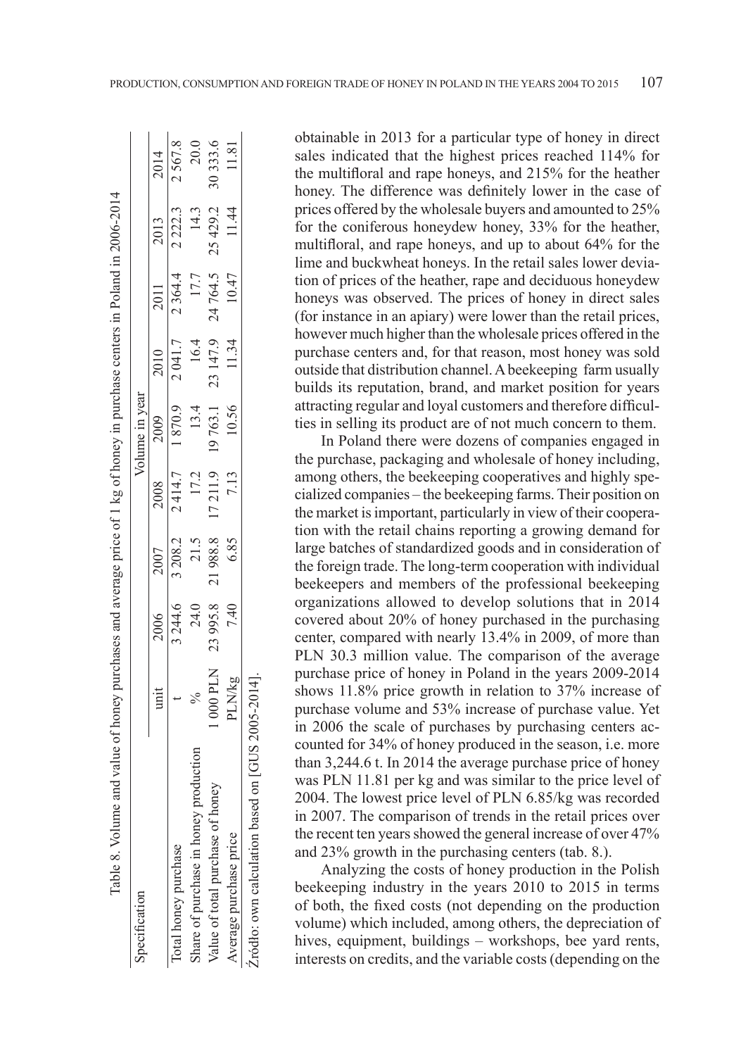Table 8. Volume and value of honey purchases and average price of 1 kg of honey in purchase centers in Poland in 2006-2014

| Specification | unit | Volume in year | | | | | | |
|---|---|---|---|---|---|---|---|---|
| | | 2006 | 2007 | 2008 | 2009 | 2010 | 2011 | 2013 | 2014 |
| Total honey purchase | t | 3 244.6 | 3 208.2 | 2 414.7 | 1 870.9 | 2 041.7 | 2 364.4 | 2 222.3 | 2 567.8 |
| Share of purchase in honey production | % | 24.0 | 21.5 | 17.2 | 13.4 | 16.4 | 17.7 | 14.3 | 20.0 |
| Value of total purchase of honey | 1 000 PLN | 23 995.8 | 21 988.8 | 17 211.9 | 19 763.1 | 23 147.9 | 24 764.5 | 25 429.2 | 30 333.6 |
| Average purchase price | PLN/kg | 7.40 | 6.85 | 7.13 | 10.56 | 11.34 | 10.47 | 11.44 | 11.81 |

Źródło: own calculation based on [GUS 2005-2014].

obtainable in 2013 for a particular type of honey in direct sales indicated that the highest prices reached 114% for the multifloral and rape honeys, and 215% for the heather honey. The difference was definitely lower in the case of prices offered by the wholesale buyers and amounted to 25% for the coniferous honeydew honey, 33% for the heather, multifloral, and rape honeys, and up to about 64% for the lime and buckwheat honeys. In the retail sales lower deviation of prices of the heather, rape and deciduous honeydew honeys was observed. The prices of honey in direct sales (for instance in an apiary) were lower than the retail prices, however much higher than the wholesale prices offered in the purchase centers and, for that reason, most honey was sold outside that distribution channel. A beekeeping farm usually builds its reputation, brand, and market position for years attracting regular and loyal customers and therefore difficulties in selling its product are of not much concern to them.

In Poland there were dozens of companies engaged in the purchase, packaging and wholesale of honey including, among others, the beekeeping cooperatives and highly specialized companies – the beekeeping farms. Their position on the market is important, particularly in view of their cooperation with the retail chains reporting a growing demand for large batches of standardized goods and in consideration of the foreign trade. The long-term cooperation with individual beekeepers and members of the professional beekeeping organizations allowed to develop solutions that in 2014 covered about 20% of honey purchased in the purchasing center, compared with nearly 13.4% in 2009, of more than PLN 30.3 million value. The comparison of the average purchase price of honey in Poland in the years 2009-2014 shows 11.8% price growth in relation to 37% increase of purchase volume and 53% increase of purchase value. Yet in 2006 the scale of purchases by purchasing centers accounted for 34% of honey produced in the season, i.e. more than 3,244.6 t. In 2014 the average purchase price of honey was PLN 11.81 per kg and was similar to the price level of 2004. The lowest price level of PLN 6.85/kg was recorded in 2007. The comparison of trends in the retail prices over the recent ten years showed the general increase of over 47% and 23% growth in the purchasing centers (tab. 8.).

Analyzing the costs of honey production in the Polish beekeeping industry in the years 2010 to 2015 in terms of both, the fixed costs (not depending on the production volume) which included, among others, the depreciation of hives, equipment, buildings – workshops, bee yard rents, interests on credits, and the variable costs (depending on the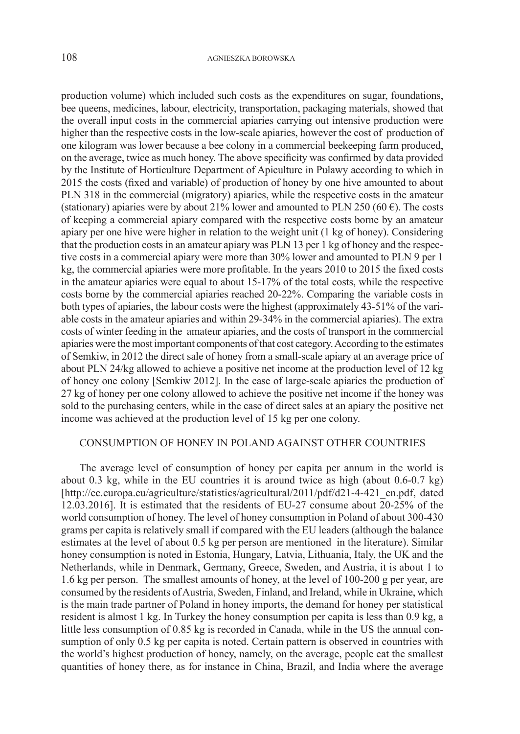production volume) which included such costs as the expenditures on sugar, foundations, bee queens, medicines, labour, electricity, transportation, packaging materials, showed that the overall input costs in the commercial apiaries carrying out intensive production were higher than the respective costs in the low-scale apiaries, however the cost of production of one kilogram was lower because a bee colony in a commercial beekeeping farm produced, on the average, twice as much honey. The above specificity was confirmed by data provided by the Institute of Horticulture Department of Apiculture in Puławy according to which in 2015 the costs (fixed and variable) of production of honey by one hive amounted to about PLN 318 in the commercial (migratory) apiaries, while the respective costs in the amateur (stationary) apiaries were by about 21% lower and amounted to PLN 250 (60 €). The costs of keeping a commercial apiary compared with the respective costs borne by an amateur apiary per one hive were higher in relation to the weight unit (1 kg of honey). Considering that the production costs in an amateur apiary was PLN 13 per 1 kg of honey and the respective costs in a commercial apiary were more than 30% lower and amounted to PLN 9 per 1 kg, the commercial apiaries were more profitable. In the years 2010 to 2015 the fixed costs in the amateur apiaries were equal to about 15-17% of the total costs, while the respective costs borne by the commercial apiaries reached 20-22%. Comparing the variable costs in both types of apiaries, the labour costs were the highest (approximately 43-51% of the variable costs in the amateur apiaries and within 29-34% in the commercial apiaries). The extra costs of winter feeding in the amateur apiaries, and the costs of transport in the commercial apiaries were the most important components of that cost category. According to the estimates of Semkiw, in 2012 the direct sale of honey from a small-scale apiary at an average price of about PLN 24/kg allowed to achieve a positive net income at the production level of 12 kg of honey one colony [Semkiw 2012]. In the case of large-scale apiaries the production of 27 kg of honey per one colony allowed to achieve the positive net income if the honey was sold to the purchasing centers, while in the case of direct sales at an apiary the positive net income was achieved at the production level of 15 kg per one colony.

## CONSUMPTION OF HONEY IN POLAND AGAINST OTHER COUNTRIES

The average level of consumption of honey per capita per annum in the world is about 0.3 kg, while in the EU countries it is around twice as high (about 0.6-0.7 kg) [http://ec.europa.eu/agriculture/statistics/agricultural/2011/pdf/d21-4-421_en.pdf, dated 12.03.2016]. It is estimated that the residents of EU-27 consume about 20-25% of the world consumption of honey. The level of honey consumption in Poland of about 300-430 grams per capita is relatively small if compared with the EU leaders (although the balance estimates at the level of about 0.5 kg per person are mentioned in the literature). Similar honey consumption is noted in Estonia, Hungary, Latvia, Lithuania, Italy, the UK and the Netherlands, while in Denmark, Germany, Greece, Sweden, and Austria, it is about 1 to 1.6 kg per person. The smallest amounts of honey, at the level of 100-200 g per year, are consumed by the residents of Austria, Sweden, Finland, and Ireland, while in Ukraine, which is the main trade partner of Poland in honey imports, the demand for honey per statistical resident is almost 1 kg. In Turkey the honey consumption per capita is less than 0.9 kg, a little less consumption of 0.85 kg is recorded in Canada, while in the US the annual consumption of only 0.5 kg per capita is noted. Certain pattern is observed in countries with the world's highest production of honey, namely, on the average, people eat the smallest quantities of honey there, as for instance in China, Brazil, and India where the average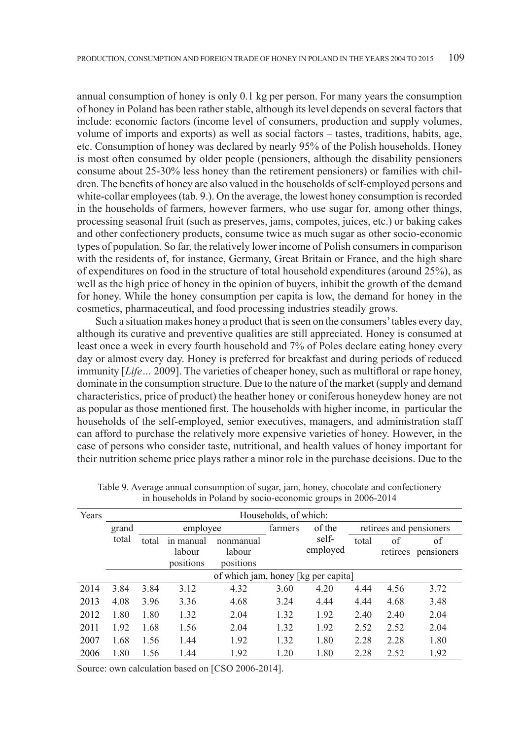annual consumption of honey is only 0.1 kg per person. For many years the consumption of honey in Poland has been rather stable, although its level depends on several factors that include: economic factors (income level of consumers, production and supply volumes, volume of imports and exports) as well as social factors – tastes, traditions, habits, age, etc. Consumption of honey was declared by nearly 95% of the Polish households. Honey is most often consumed by older people (pensioners, although the disability pensioners consume about 25-30% less honey than the retirement pensioners) or families with children. The benefits of honey are also valued in the households of self-employed persons and white-collar employees (tab. 9.). On the average, the lowest honey consumption is recorded in the households of farmers, however farmers, who use sugar for, among other things, processing seasonal fruit (such as preserves, jams, compotes, juices, etc.) or baking cakes and other confectionery products, consume twice as much sugar as other socio-economic types of population. So far, the relatively lower income of Polish consumers in comparison with the residents of, for instance, Germany, Great Britain or France, and the high share of expenditures on food in the structure of total household expenditures (around 25%), as well as the high price of honey in the opinion of buyers, inhibit the growth of the demand for honey. While the honey consumption per capita is low, the demand for honey in the cosmetics, pharmaceutical, and food processing industries steadily grows.

Such a situation makes honey a product that is seen on the consumers' tables every day, although its curative and preventive qualities are still appreciated. Honey is consumed at least once a week in every fourth household and 7% of Poles declare eating honey every day or almost every day. Honey is preferred for breakfast and during periods of reduced immunity [*Life…* 2009]. The varieties of cheaper honey, such as multifloral or rape honey, dominate in the consumption structure. Due to the nature of the market (supply and demand characteristics, price of product) the heather honey or coniferous honeydew honey are not as popular as those mentioned first. The households with higher income, in particular the households of the self-employed, senior executives, managers, and administration staff can afford to purchase the relatively more expensive varieties of honey. However, in the case of persons who consider taste, nutritional, and health values of honey important for their nutrition scheme price plays rather a minor role in the purchase decisions. Due to the

Table 9. Average annual consumption of sugar, jam, honey, chocolate and confectionery in households in Poland by socio-economic groups in 2006-2014

| Years | Households, of which: | | | | | | | | |
|---|---|---|---|---|---|---|---|---|---|
| | grand total | employee | | | farmers | of the self-employed | retirees and pensioners | | |
| | | total | in manual labour positions | nonmanual labour positions | | | total | of retirees | of pensioners |
| | of which jam, honey [kg per capita] | | | | | | | | |
| 2014 | 3.84 | 3.84 | 3.12 | 4.32 | 3.60 | 4.20 | 4.44 | 4.56 | 3.72 |
| 2013 | 4.08 | 3.96 | 3.36 | 4.68 | 3.24 | 4.44 | 4.44 | 4.68 | 3.48 |
| 2012 | 1.80 | 1.80 | 1.32 | 2.04 | 1.32 | 1.92 | 2.40 | 2.40 | 2.04 |
| 2011 | 1.92 | 1.68 | 1.56 | 2.04 | 1.32 | 1.92 | 2.52 | 2.52 | 2.04 |
| 2007 | 1.68 | 1.56 | 1.44 | 1.92 | 1.32 | 1.80 | 2.28 | 2.28 | 1.80 |
| 2006 | 1.80 | 1.56 | 1.44 | 1.92 | 1.20 | 1.80 | 2.28 | 2.52 | 1.92 |

Source: own calculation based on [CSO 2006-2014].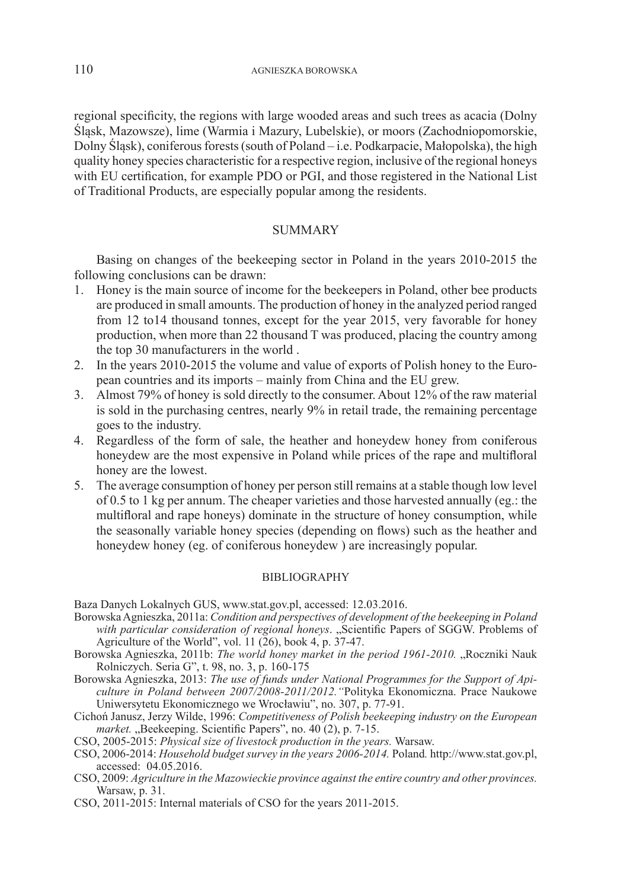regional specificity, the regions with large wooded areas and such trees as acacia (Dolny Śląsk, Mazowsze), lime (Warmia i Mazury, Lubelskie), or moors (Zachodniopomorskie, Dolny Śląsk), coniferous forests (south of Poland – i.e. Podkarpacie, Małopolska), the high quality honey species characteristic for a respective region, inclusive of the regional honeys with EU certification, for example PDO or PGI, and those registered in the National List of Traditional Products, are especially popular among the residents.

## SUMMARY

Basing on changes of the beekeeping sector in Poland in the years 2010-2015 the following conclusions can be drawn:

1. Honey is the main source of income for the beekeepers in Poland, other bee products are produced in small amounts. The production of honey in the analyzed period ranged from 12 to14 thousand tonnes, except for the year 2015, very favorable for honey production, when more than 22 thousand T was produced, placing the country among the top 30 manufacturers in the world .
2. In the years 2010-2015 the volume and value of exports of Polish honey to the European countries and its imports – mainly from China and the EU grew.
3. Almost 79% of honey is sold directly to the consumer. About 12% of the raw material is sold in the purchasing centres, nearly 9% in retail trade, the remaining percentage goes to the industry.
4. Regardless of the form of sale, the heather and honeydew honey from coniferous honeydew are the most expensive in Poland while prices of the rape and multifloral honey are the lowest.
5. The average consumption of honey per person still remains at a stable though low level of 0.5 to 1 kg per annum. The cheaper varieties and those harvested annually (eg.: the multifloral and rape honeys) dominate in the structure of honey consumption, while the seasonally variable honey species (depending on flows) such as the heather and honeydew honey (eg. of coniferous honeydew ) are increasingly popular.

## BIBLIOGRAPHY

Baza Danych Lokalnych GUS, www.stat.gov.pl, accessed: 12.03.2016.

Borowska Agnieszka, 2011a: *Condition and perspectives of development of the beekeeping in Poland with particular consideration of regional honeys*. „Scientific Papers of SGGW. Problems of Agriculture of the World", vol. 11 (26), book 4, p. 37-47.

Borowska Agnieszka, 2011b: *The world honey market in the period 1961-2010.* „Roczniki Nauk Rolniczych. Seria G", t. 98, no. 3, p. 160-175

Borowska Agnieszka, 2013: *The use of funds under National Programmes for the Support of Apiculture in Poland between 2007/2008-2011/2012."*Polityka Ekonomiczna. Prace Naukowe Uniwersytetu Ekonomicznego we Wrocławiu", no. 307, p. 77-91.

Cichoń Janusz, Jerzy Wilde, 1996: *Competitiveness of Polish beekeeping industry on the European market.* „Beekeeping. Scientific Papers", no. 40 (2), p. 7-15.

CSO, 2005-2015: *Physical size of livestock production in the years.* Warsaw.

CSO, 2006-2014: *Household budget survey in the years 2006-2014.* Poland*.* http://www.stat.gov.pl, accessed: 04.05.2016.

CSO, 2009: *Agriculture in the Mazowieckie province against the entire country and other provinces.* Warsaw, p. 31.

CSO, 2011-2015: Internal materials of CSO for the years 2011-2015.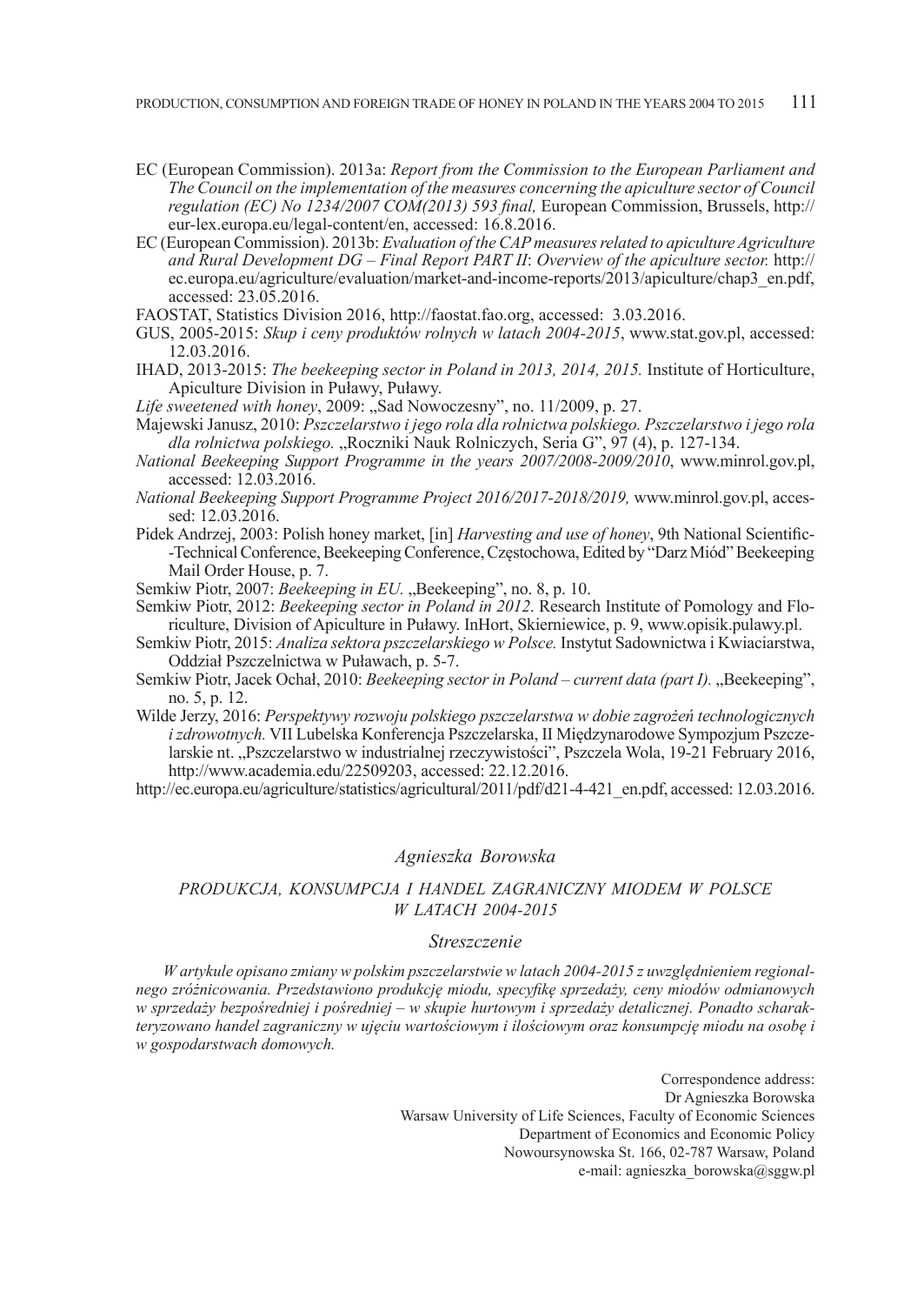EC (European Commission). 2013a: *Report from the Commission to the European Parliament and The Council on the implementation of the measures concerning the apiculture sector of Council regulation (EC) No 1234/2007 COM(2013) 593 final,* European Commission, Brussels, http://eur-lex.europa.eu/legal-content/en, accessed: 16.8.2016.

EC (European Commission). 2013b: *Evaluation of the CAP measures related to apiculture Agriculture and Rural Development DG – Final Report PART II*: *Overview of the apiculture sector.* http://ec.europa.eu/agriculture/evaluation/market-and-income-reports/2013/apiculture/chap3_en.pdf, accessed: 23.05.2016.

FAOSTAT, Statistics Division 2016, http://faostat.fao.org, accessed: 3.03.2016.

GUS, 2005-2015: *Skup i ceny produktów rolnych w latach 2004-2015*, www.stat.gov.pl, accessed: 12.03.2016.

IHAD, 2013-2015: *The beekeeping sector in Poland in 2013, 2014, 2015.* Institute of Horticulture, Apiculture Division in Puławy, Puławy.

*Life sweetened with honey*, 2009: „Sad Nowoczesny", no. 11/2009, p. 27.

Majewski Janusz, 2010: *Pszczelarstwo i jego rola dla rolnictwa polskiego. Pszczelarstwo i jego rola dla rolnictwa polskiego.* „Roczniki Nauk Rolniczych, Seria G", 97 (4), p. 127-134.

*National Beekeeping Support Programme in the years 2007/2008-2009/2010*, www.minrol.gov.pl, accessed: 12.03.2016.

*National Beekeeping Support Programme Project 2016/2017-2018/2019,* www.minrol.gov.pl, accessed: 12.03.2016.

Pidek Andrzej, 2003: Polish honey market, [in] *Harvesting and use of honey*, 9th National Scientific-Technical Conference, Beekeeping Conference, Częstochowa, Edited by "Darz Miód" Beekeeping Mail Order House, p. 7.

Semkiw Piotr, 2007: *Beekeeping in EU.* „Beekeeping", no. 8, p. 10.

Semkiw Piotr, 2012: *Beekeeping sector in Poland in 2012*. Research Institute of Pomology and Floriculture, Division of Apiculture in Puławy. InHort, Skierniewice, p. 9, www.opisik.pulawy.pl.

Semkiw Piotr, 2015: *Analiza sektora pszczelarskiego w Polsce.* Instytut Sadownictwa i Kwiaciarstwa, Oddział Pszczelnictwa w Puławach, p. 5-7.

Semkiw Piotr, Jacek Ochał, 2010: *Beekeeping sector in Poland – current data (part I).* „Beekeeping", no. 5, p. 12.

Wilde Jerzy, 2016: *Perspektywy rozwoju polskiego pszczelarstwa w dobie zagrożeń technologicznych i zdrowotnych.* VII Lubelska Konferencja Pszczelarska, II Międzynarodowe Sympozjum Pszczelarskie nt. „Pszczelarstwo w industrialnej rzeczywistości", Pszczela Wola, 19-21 February 2016, http://www.academia.edu/22509203, accessed: 22.12.2016.

http://ec.europa.eu/agriculture/statistics/agricultural/2011/pdf/d21-4-421_en.pdf, accessed: 12.03.2016.

*Agnieszka Borowska*

*PRODUKCJA, KONSUMPCJA I HANDEL ZAGRANICZNY MIODEM W POLSCE W LATACH 2004-2015*

*Streszczenie*

*W artykule opisano zmiany w polskim pszczelarstwie w latach 2004-2015 z uwzględnieniem regionalnego zróżnicowania. Przedstawiono produkcję miodu, specyfikę sprzedaży, ceny miodów odmianowych w sprzedaży bezpośredniej i pośredniej – w skupie hurtowym i sprzedaży detalicznej. Ponadto scharakteryzowano handel zagraniczny w ujęciu wartościowym i ilościowym oraz konsumpcję miodu na osobę i w gospodarstwach domowych.*

Correspondence address:
Dr Agnieszka Borowska
Warsaw University of Life Sciences, Faculty of Economic Sciences
Department of Economics and Economic Policy
Nowoursynowska St. 166, 02-787 Warsaw, Poland
e-mail: agnieszka_borowska@sggw.pl